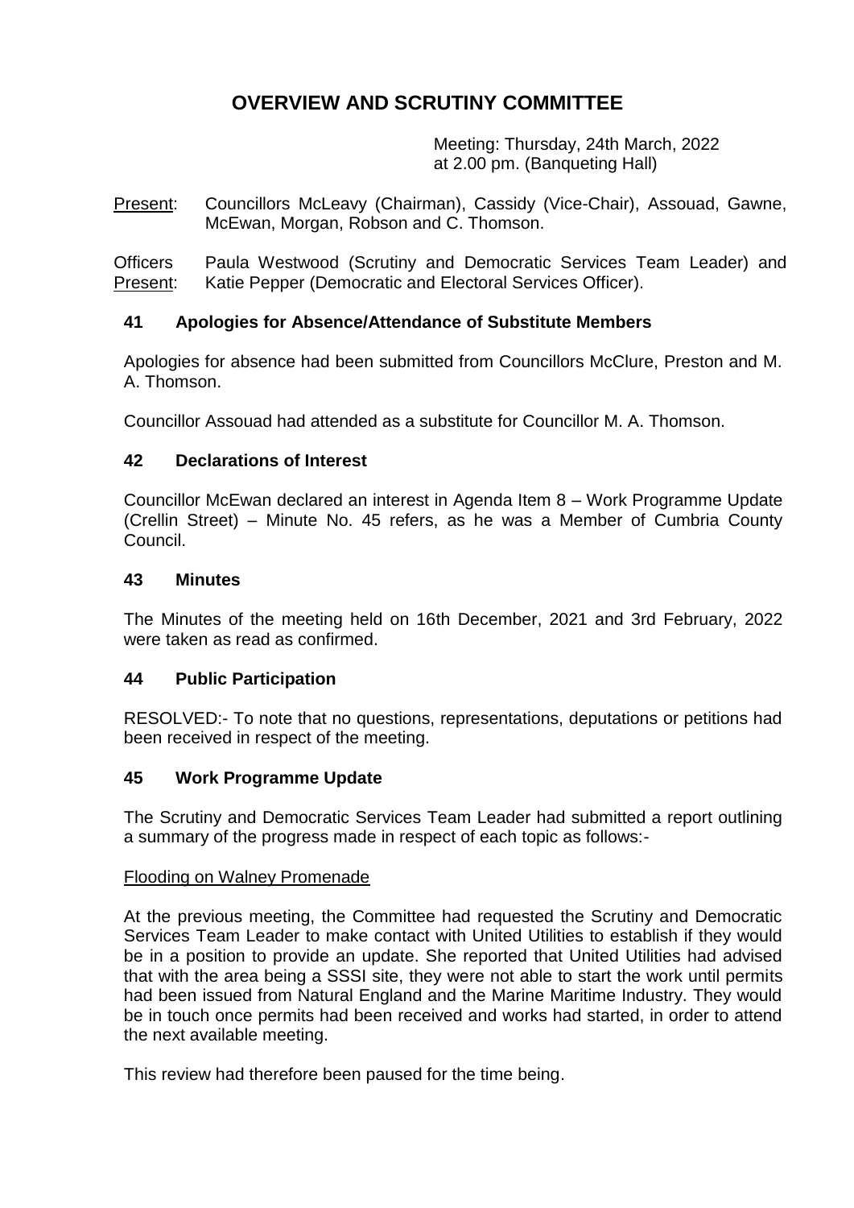# OVERVIEW AND SCRUTINY COMMITTEE

Meeting: Thursday, 24th March, 2022
at 2.00 pm. (Banqueting Hall)

Present: Councillors McLeavy (Chairman), Cassidy (Vice-Chair), Assouad, Gawne, McEwan, Morgan, Robson and C. Thomson.

Officers Present: Paula Westwood (Scrutiny and Democratic Services Team Leader) and Katie Pepper (Democratic and Electoral Services Officer).

### 41 Apologies for Absence/Attendance of Substitute Members

Apologies for absence had been submitted from Councillors McClure, Preston and M. A. Thomson.

Councillor Assouad had attended as a substitute for Councillor M. A. Thomson.

### 42 Declarations of Interest

Councillor McEwan declared an interest in Agenda Item 8 – Work Programme Update (Crellin Street) – Minute No. 45 refers, as he was a Member of Cumbria County Council.

### 43 Minutes

The Minutes of the meeting held on 16th December, 2021 and 3rd February, 2022 were taken as read as confirmed.

### 44 Public Participation

RESOLVED:- To note that no questions, representations, deputations or petitions had been received in respect of the meeting.

### 45 Work Programme Update

The Scrutiny and Democratic Services Team Leader had submitted a report outlining a summary of the progress made in respect of each topic as follows:-

Flooding on Walney Promenade

At the previous meeting, the Committee had requested the Scrutiny and Democratic Services Team Leader to make contact with United Utilities to establish if they would be in a position to provide an update. She reported that United Utilities had advised that with the area being a SSSI site, they were not able to start the work until permits had been issued from Natural England and the Marine Maritime Industry. They would be in touch once permits had been received and works had started, in order to attend the next available meeting.

This review had therefore been paused for the time being.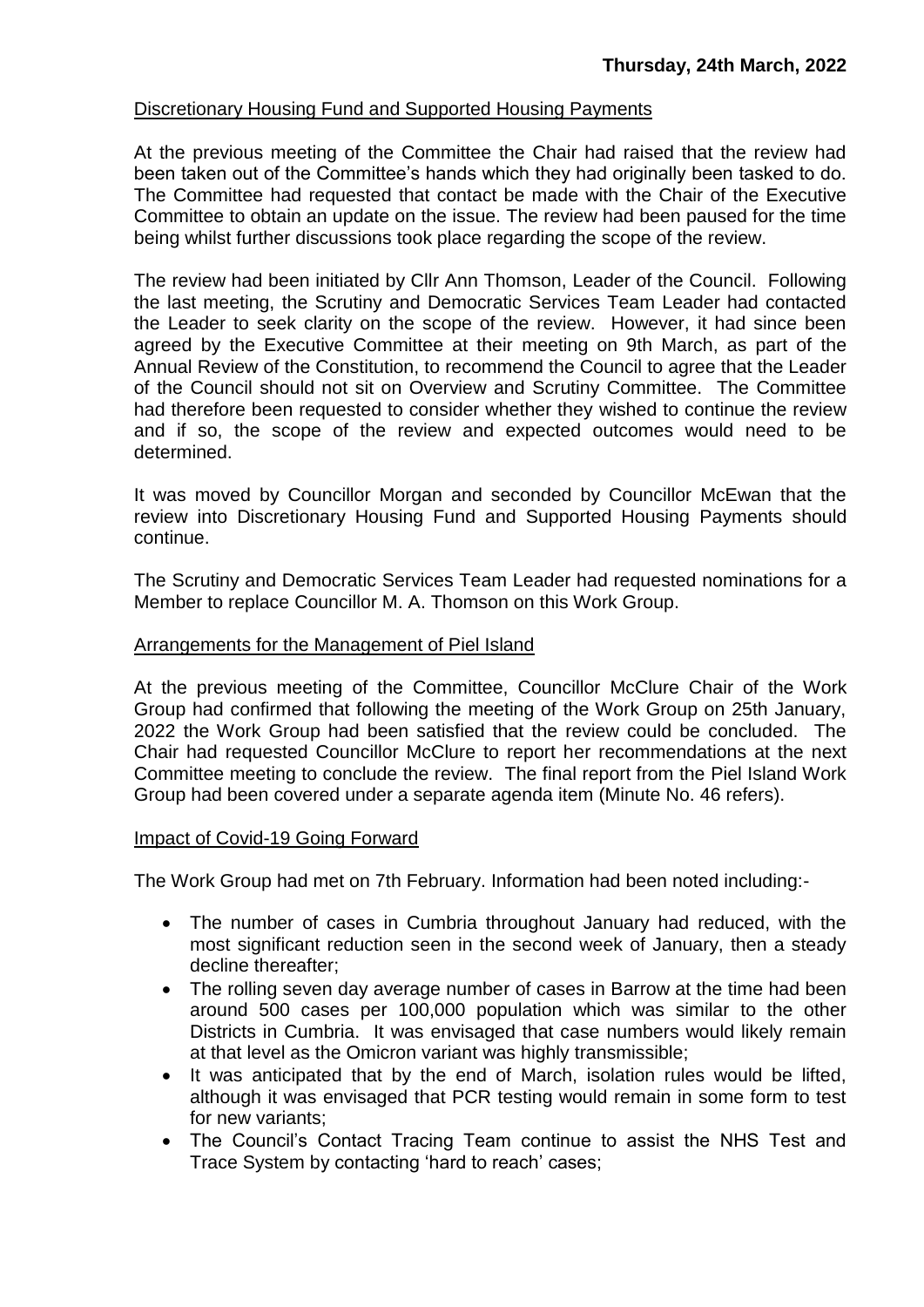## Discretionary Housing Fund and Supported Housing Payments

At the previous meeting of the Committee the Chair had raised that the review had been taken out of the Committee's hands which they had originally been tasked to do. The Committee had requested that contact be made with the Chair of the Executive Committee to obtain an update on the issue. The review had been paused for the time being whilst further discussions took place regarding the scope of the review.

The review had been initiated by Cllr Ann Thomson, Leader of the Council. Following the last meeting, the Scrutiny and Democratic Services Team Leader had contacted the Leader to seek clarity on the scope of the review. However, it had since been agreed by the Executive Committee at their meeting on 9th March, as part of the Annual Review of the Constitution, to recommend the Council to agree that the Leader of the Council should not sit on Overview and Scrutiny Committee. The Committee had therefore been requested to consider whether they wished to continue the review and if so, the scope of the review and expected outcomes would need to be determined.

It was moved by Councillor Morgan and seconded by Councillor McEwan that the review into Discretionary Housing Fund and Supported Housing Payments should continue.

The Scrutiny and Democratic Services Team Leader had requested nominations for a Member to replace Councillor M. A. Thomson on this Work Group.

## Arrangements for the Management of Piel Island

At the previous meeting of the Committee, Councillor McClure Chair of the Work Group had confirmed that following the meeting of the Work Group on 25th January, 2022 the Work Group had been satisfied that the review could be concluded. The Chair had requested Councillor McClure to report her recommendations at the next Committee meeting to conclude the review. The final report from the Piel Island Work Group had been covered under a separate agenda item (Minute No. 46 refers).

## Impact of Covid-19 Going Forward

The Work Group had met on 7th February. Information had been noted including:-

- The number of cases in Cumbria throughout January had reduced, with the most significant reduction seen in the second week of January, then a steady decline thereafter;
- The rolling seven day average number of cases in Barrow at the time had been around 500 cases per 100,000 population which was similar to the other Districts in Cumbria. It was envisaged that case numbers would likely remain at that level as the Omicron variant was highly transmissible;
- It was anticipated that by the end of March, isolation rules would be lifted, although it was envisaged that PCR testing would remain in some form to test for new variants;
- The Council's Contact Tracing Team continue to assist the NHS Test and Trace System by contacting 'hard to reach' cases;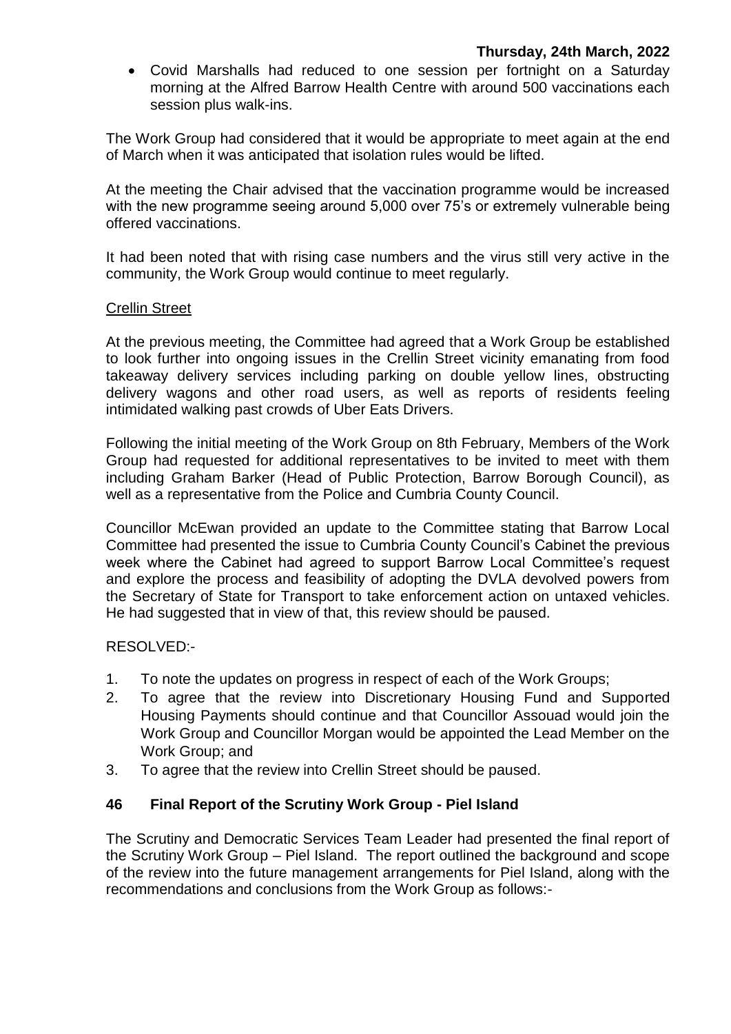- Covid Marshalls had reduced to one session per fortnight on a Saturday morning at the Alfred Barrow Health Centre with around 500 vaccinations each session plus walk-ins.

The Work Group had considered that it would be appropriate to meet again at the end of March when it was anticipated that isolation rules would be lifted.

At the meeting the Chair advised that the vaccination programme would be increased with the new programme seeing around 5,000 over 75's or extremely vulnerable being offered vaccinations.

It had been noted that with rising case numbers and the virus still very active in the community, the Work Group would continue to meet regularly.

Crellin Street

At the previous meeting, the Committee had agreed that a Work Group be established to look further into ongoing issues in the Crellin Street vicinity emanating from food takeaway delivery services including parking on double yellow lines, obstructing delivery wagons and other road users, as well as reports of residents feeling intimidated walking past crowds of Uber Eats Drivers.

Following the initial meeting of the Work Group on 8th February, Members of the Work Group had requested for additional representatives to be invited to meet with them including Graham Barker (Head of Public Protection, Barrow Borough Council), as well as a representative from the Police and Cumbria County Council.

Councillor McEwan provided an update to the Committee stating that Barrow Local Committee had presented the issue to Cumbria County Council's Cabinet the previous week where the Cabinet had agreed to support Barrow Local Committee's request and explore the process and feasibility of adopting the DVLA devolved powers from the Secretary of State for Transport to take enforcement action on untaxed vehicles. He had suggested that in view of that, this review should be paused.

RESOLVED:-

1. To note the updates on progress in respect of each of the Work Groups;
2. To agree that the review into Discretionary Housing Fund and Supported Housing Payments should continue and that Councillor Assouad would join the Work Group and Councillor Morgan would be appointed the Lead Member on the Work Group; and
3. To agree that the review into Crellin Street should be paused.

### 46 Final Report of the Scrutiny Work Group - Piel Island

The Scrutiny and Democratic Services Team Leader had presented the final report of the Scrutiny Work Group – Piel Island. The report outlined the background and scope of the review into the future management arrangements for Piel Island, along with the recommendations and conclusions from the Work Group as follows:-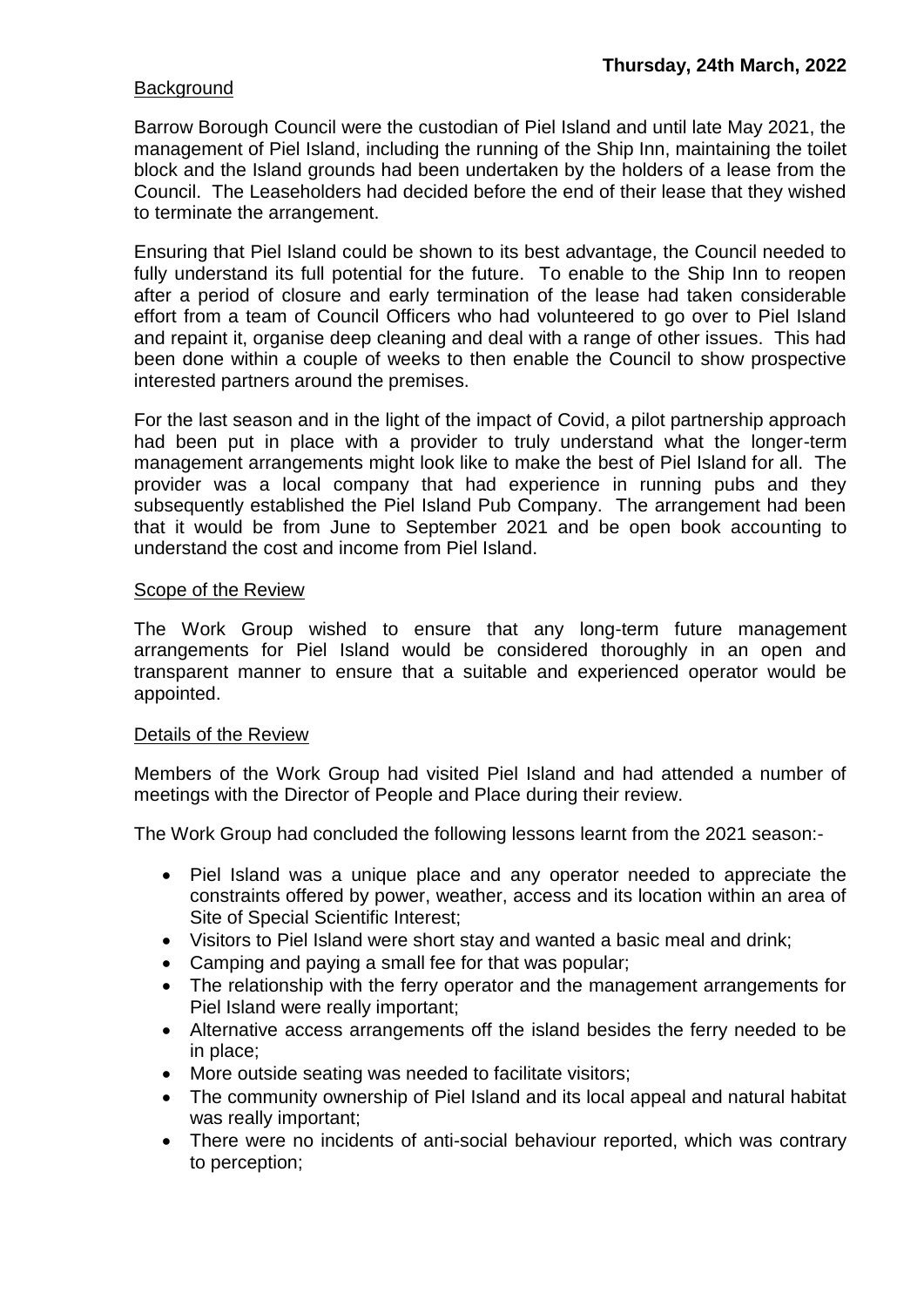**Thursday, 24th March, 2022**

Background

Barrow Borough Council were the custodian of Piel Island and until late May 2021, the management of Piel Island, including the running of the Ship Inn, maintaining the toilet block and the Island grounds had been undertaken by the holders of a lease from the Council. The Leaseholders had decided before the end of their lease that they wished to terminate the arrangement.

Ensuring that Piel Island could be shown to its best advantage, the Council needed to fully understand its full potential for the future. To enable to the Ship Inn to reopen after a period of closure and early termination of the lease had taken considerable effort from a team of Council Officers who had volunteered to go over to Piel Island and repaint it, organise deep cleaning and deal with a range of other issues. This had been done within a couple of weeks to then enable the Council to show prospective interested partners around the premises.

For the last season and in the light of the impact of Covid, a pilot partnership approach had been put in place with a provider to truly understand what the longer-term management arrangements might look like to make the best of Piel Island for all. The provider was a local company that had experience in running pubs and they subsequently established the Piel Island Pub Company. The arrangement had been that it would be from June to September 2021 and be open book accounting to understand the cost and income from Piel Island.

Scope of the Review

The Work Group wished to ensure that any long-term future management arrangements for Piel Island would be considered thoroughly in an open and transparent manner to ensure that a suitable and experienced operator would be appointed.

Details of the Review

Members of the Work Group had visited Piel Island and had attended a number of meetings with the Director of People and Place during their review.

The Work Group had concluded the following lessons learnt from the 2021 season:-

- Piel Island was a unique place and any operator needed to appreciate the constraints offered by power, weather, access and its location within an area of Site of Special Scientific Interest;
- Visitors to Piel Island were short stay and wanted a basic meal and drink;
- Camping and paying a small fee for that was popular;
- The relationship with the ferry operator and the management arrangements for Piel Island were really important;
- Alternative access arrangements off the island besides the ferry needed to be in place;
- More outside seating was needed to facilitate visitors;
- The community ownership of Piel Island and its local appeal and natural habitat was really important;
- There were no incidents of anti-social behaviour reported, which was contrary to perception;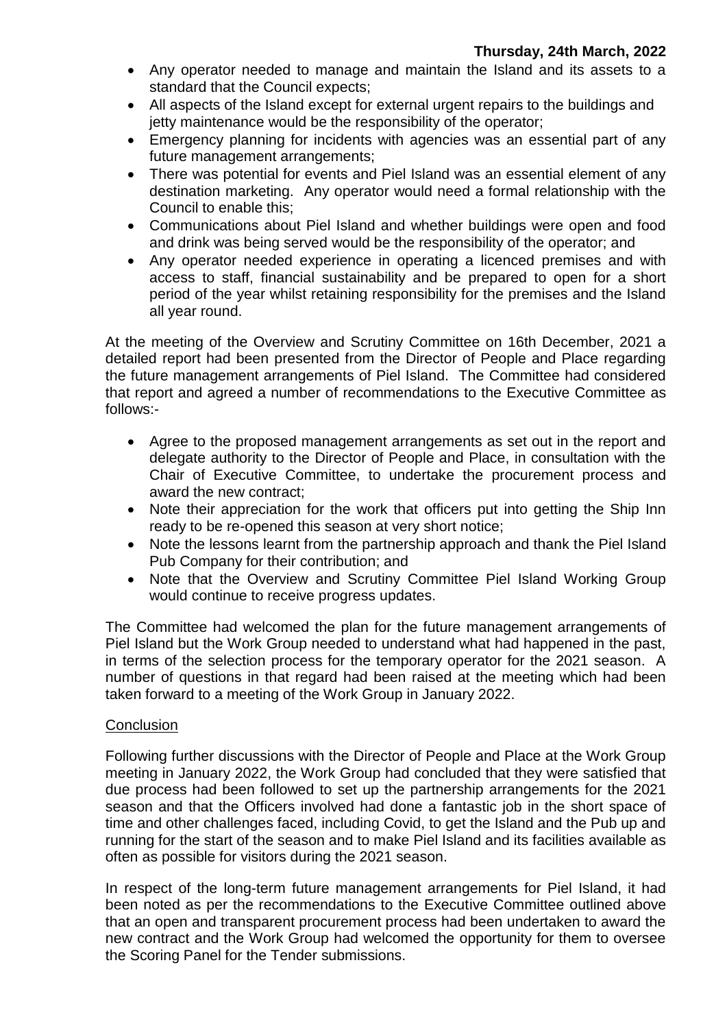- Any operator needed to manage and maintain the Island and its assets to a standard that the Council expects;
- All aspects of the Island except for external urgent repairs to the buildings and jetty maintenance would be the responsibility of the operator;
- Emergency planning for incidents with agencies was an essential part of any future management arrangements;
- There was potential for events and Piel Island was an essential element of any destination marketing. Any operator would need a formal relationship with the Council to enable this;
- Communications about Piel Island and whether buildings were open and food and drink was being served would be the responsibility of the operator; and
- Any operator needed experience in operating a licenced premises and with access to staff, financial sustainability and be prepared to open for a short period of the year whilst retaining responsibility for the premises and the Island all year round.

At the meeting of the Overview and Scrutiny Committee on 16th December, 2021 a detailed report had been presented from the Director of People and Place regarding the future management arrangements of Piel Island. The Committee had considered that report and agreed a number of recommendations to the Executive Committee as follows:-

- Agree to the proposed management arrangements as set out in the report and delegate authority to the Director of People and Place, in consultation with the Chair of Executive Committee, to undertake the procurement process and award the new contract;
- Note their appreciation for the work that officers put into getting the Ship Inn ready to be re-opened this season at very short notice;
- Note the lessons learnt from the partnership approach and thank the Piel Island Pub Company for their contribution; and
- Note that the Overview and Scrutiny Committee Piel Island Working Group would continue to receive progress updates.

The Committee had welcomed the plan for the future management arrangements of Piel Island but the Work Group needed to understand what had happened in the past, in terms of the selection process for the temporary operator for the 2021 season. A number of questions in that regard had been raised at the meeting which had been taken forward to a meeting of the Work Group in January 2022.

Conclusion

Following further discussions with the Director of People and Place at the Work Group meeting in January 2022, the Work Group had concluded that they were satisfied that due process had been followed to set up the partnership arrangements for the 2021 season and that the Officers involved had done a fantastic job in the short space of time and other challenges faced, including Covid, to get the Island and the Pub up and running for the start of the season and to make Piel Island and its facilities available as often as possible for visitors during the 2021 season.

In respect of the long-term future management arrangements for Piel Island, it had been noted as per the recommendations to the Executive Committee outlined above that an open and transparent procurement process had been undertaken to award the new contract and the Work Group had welcomed the opportunity for them to oversee the Scoring Panel for the Tender submissions.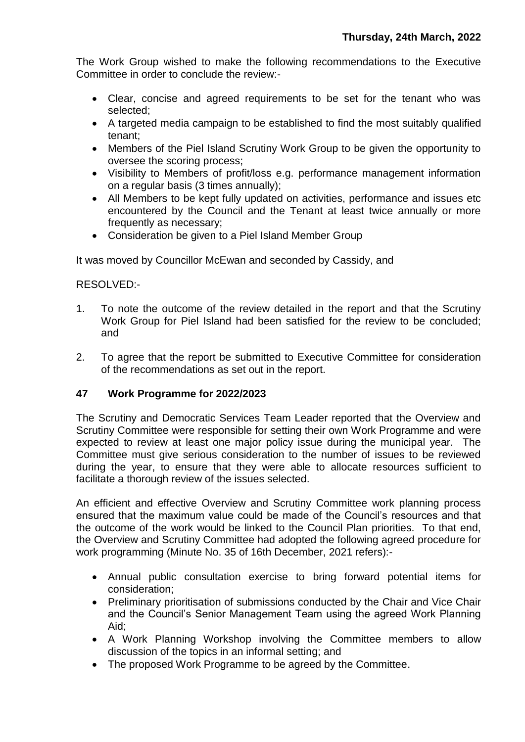The Work Group wished to make the following recommendations to the Executive Committee in order to conclude the review:-

- Clear, concise and agreed requirements to be set for the tenant who was selected;
- A targeted media campaign to be established to find the most suitably qualified tenant;
- Members of the Piel Island Scrutiny Work Group to be given the opportunity to oversee the scoring process;
- Visibility to Members of profit/loss e.g. performance management information on a regular basis (3 times annually);
- All Members to be kept fully updated on activities, performance and issues etc encountered by the Council and the Tenant at least twice annually or more frequently as necessary;
- Consideration be given to a Piel Island Member Group

It was moved by Councillor McEwan and seconded by Cassidy, and

RESOLVED:-

1. To note the outcome of the review detailed in the report and that the Scrutiny Work Group for Piel Island had been satisfied for the review to be concluded; and
2. To agree that the report be submitted to Executive Committee for consideration of the recommendations as set out in the report.

## 47 Work Programme for 2022/2023

The Scrutiny and Democratic Services Team Leader reported that the Overview and Scrutiny Committee were responsible for setting their own Work Programme and were expected to review at least one major policy issue during the municipal year. The Committee must give serious consideration to the number of issues to be reviewed during the year, to ensure that they were able to allocate resources sufficient to facilitate a thorough review of the issues selected.

An efficient and effective Overview and Scrutiny Committee work planning process ensured that the maximum value could be made of the Council's resources and that the outcome of the work would be linked to the Council Plan priorities. To that end, the Overview and Scrutiny Committee had adopted the following agreed procedure for work programming (Minute No. 35 of 16th December, 2021 refers):-

- Annual public consultation exercise to bring forward potential items for consideration;
- Preliminary prioritisation of submissions conducted by the Chair and Vice Chair and the Council's Senior Management Team using the agreed Work Planning Aid;
- A Work Planning Workshop involving the Committee members to allow discussion of the topics in an informal setting; and
- The proposed Work Programme to be agreed by the Committee.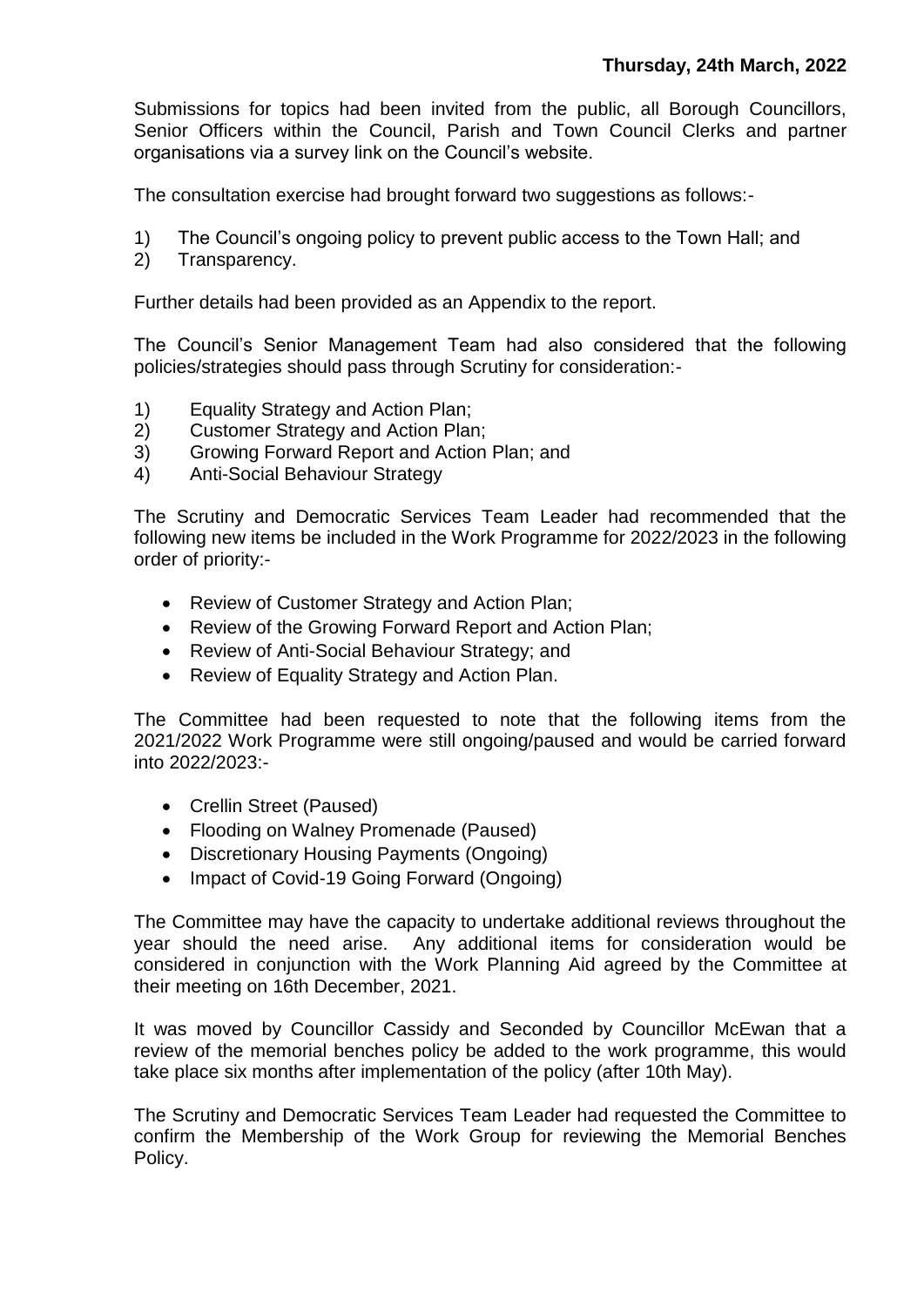Submissions for topics had been invited from the public, all Borough Councillors, Senior Officers within the Council, Parish and Town Council Clerks and partner organisations via a survey link on the Council's website.

The consultation exercise had brought forward two suggestions as follows:-

1) The Council's ongoing policy to prevent public access to the Town Hall; and
2) Transparency.

Further details had been provided as an Appendix to the report.

The Council's Senior Management Team had also considered that the following policies/strategies should pass through Scrutiny for consideration:-

1) Equality Strategy and Action Plan;
2) Customer Strategy and Action Plan;
3) Growing Forward Report and Action Plan; and
4) Anti-Social Behaviour Strategy

The Scrutiny and Democratic Services Team Leader had recommended that the following new items be included in the Work Programme for 2022/2023 in the following order of priority:-

- Review of Customer Strategy and Action Plan;
- Review of the Growing Forward Report and Action Plan;
- Review of Anti-Social Behaviour Strategy; and
- Review of Equality Strategy and Action Plan.

The Committee had been requested to note that the following items from the 2021/2022 Work Programme were still ongoing/paused and would be carried forward into 2022/2023:-

- Crellin Street (Paused)
- Flooding on Walney Promenade (Paused)
- Discretionary Housing Payments (Ongoing)
- Impact of Covid-19 Going Forward (Ongoing)

The Committee may have the capacity to undertake additional reviews throughout the year should the need arise. Any additional items for consideration would be considered in conjunction with the Work Planning Aid agreed by the Committee at their meeting on 16th December, 2021.

It was moved by Councillor Cassidy and Seconded by Councillor McEwan that a review of the memorial benches policy be added to the work programme, this would take place six months after implementation of the policy (after 10th May).

The Scrutiny and Democratic Services Team Leader had requested the Committee to confirm the Membership of the Work Group for reviewing the Memorial Benches Policy.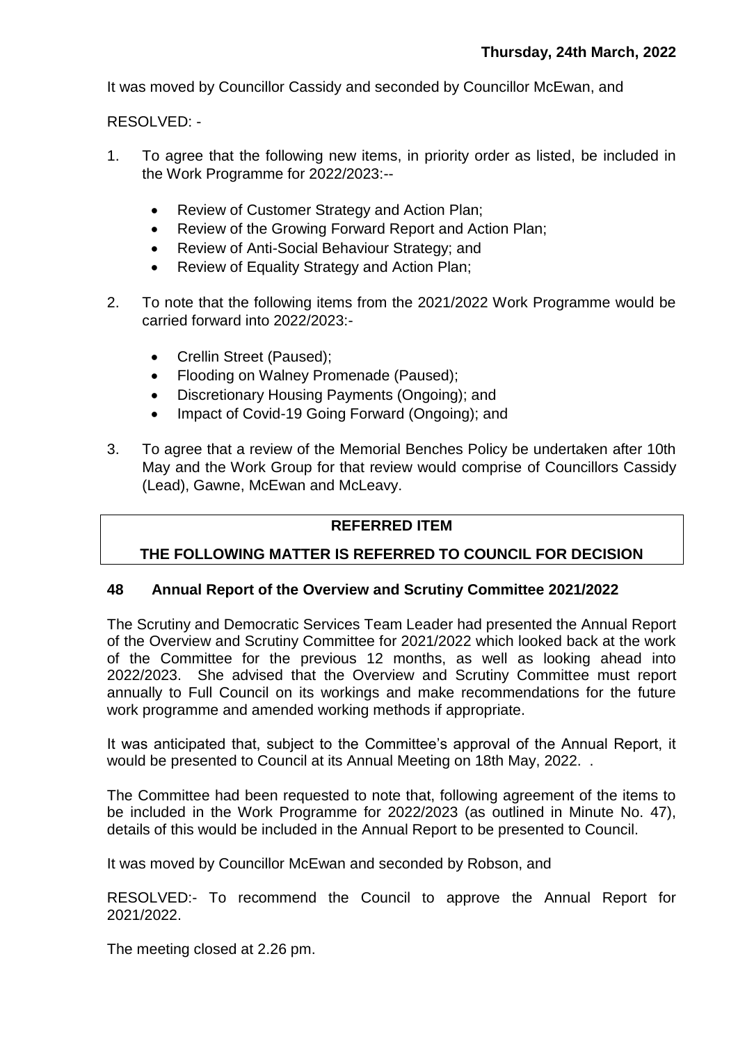It was moved by Councillor Cassidy and seconded by Councillor McEwan, and

RESOLVED: -

1. To agree that the following new items, in priority order as listed, be included in the Work Programme for 2022/2023:--
   - Review of Customer Strategy and Action Plan;
   - Review of the Growing Forward Report and Action Plan;
   - Review of Anti-Social Behaviour Strategy; and
   - Review of Equality Strategy and Action Plan;

2. To note that the following items from the 2021/2022 Work Programme would be carried forward into 2022/2023:-
   - Crellin Street (Paused);
   - Flooding on Walney Promenade (Paused);
   - Discretionary Housing Payments (Ongoing); and
   - Impact of Covid-19 Going Forward (Ongoing); and

3. To agree that a review of the Memorial Benches Policy be undertaken after 10th May and the Work Group for that review would comprise of Councillors Cassidy (Lead), Gawne, McEwan and McLeavy.

**REFERRED ITEM**

**THE FOLLOWING MATTER IS REFERRED TO COUNCIL FOR DECISION**

### 48 Annual Report of the Overview and Scrutiny Committee 2021/2022

The Scrutiny and Democratic Services Team Leader had presented the Annual Report of the Overview and Scrutiny Committee for 2021/2022 which looked back at the work of the Committee for the previous 12 months, as well as looking ahead into 2022/2023. She advised that the Overview and Scrutiny Committee must report annually to Full Council on its workings and make recommendations for the future work programme and amended working methods if appropriate.

It was anticipated that, subject to the Committee's approval of the Annual Report, it would be presented to Council at its Annual Meeting on 18th May, 2022. .

The Committee had been requested to note that, following agreement of the items to be included in the Work Programme for 2022/2023 (as outlined in Minute No. 47), details of this would be included in the Annual Report to be presented to Council.

It was moved by Councillor McEwan and seconded by Robson, and

RESOLVED:- To recommend the Council to approve the Annual Report for 2021/2022.

The meeting closed at 2.26 pm.